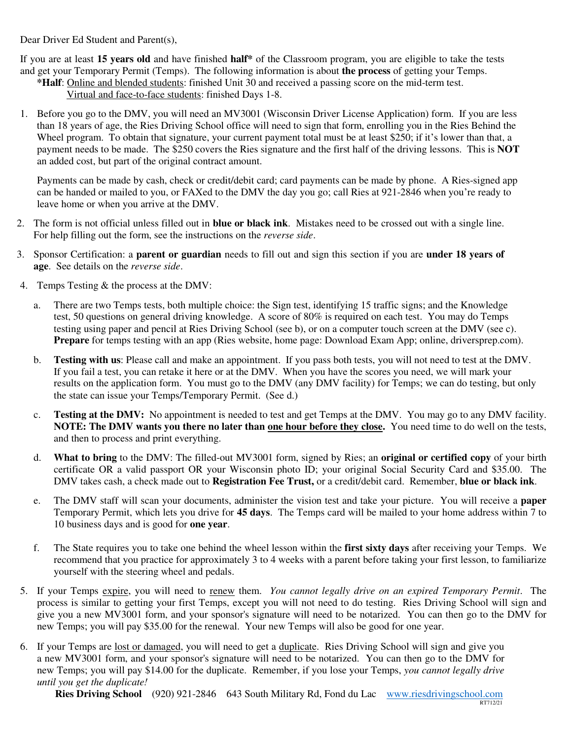Dear Driver Ed Student and Parent(s),

If you are at least **15 years old** and have finished **half*** of the Classroom program, you are eligible to take the tests and get your Temporary Permit (Temps). The following information is about **the process** of getting your Temps.

**\*Half**: <u>Online and blended students</u>: finished Unit 30 and received a passing score on the mid-term test.
<u>Virtual and face-to-face students</u>: finished Days 1-8.

1. Before you go to the DMV, you will need an MV3001 (Wisconsin Driver License Application) form. If you are less than 18 years of age, the Ries Driving School office will need to sign that form, enrolling you in the Ries Behind the Wheel program. To obtain that signature, your current payment total must be at least $250; if it's lower than that, a payment needs to be made. The $250 covers the Ries signature and the first half of the driving lessons. This is **NOT** an added cost, but part of the original contract amount.

   Payments can be made by cash, check or credit/debit card; card payments can be made by phone. A Ries-signed app can be handed or mailed to you, or FAXed to the DMV the day you go; call Ries at 921-2846 when you're ready to leave home or when you arrive at the DMV.

2. The form is not official unless filled out in **blue or black ink**. Mistakes need to be crossed out with a single line. For help filling out the form, see the instructions on the *reverse side*.

3. Sponsor Certification: a **parent or guardian** needs to fill out and sign this section if you are **under 18 years of age**. See details on the *reverse side*.

4. Temps Testing & the process at the DMV:

   a. There are two Temps tests, both multiple choice: the Sign test, identifying 15 traffic signs; and the Knowledge test, 50 questions on general driving knowledge. A score of 80% is required on each test. You may do Temps testing using paper and pencil at Ries Driving School (see b), or on a computer touch screen at the DMV (see c). **Prepare** for temps testing with an app (Ries website, home page: Download Exam App; online, driversprep.com).

   b. **Testing with us**: Please call and make an appointment. If you pass both tests, you will not need to test at the DMV. If you fail a test, you can retake it here or at the DMV. When you have the scores you need, we will mark your results on the application form. You must go to the DMV (any DMV facility) for Temps; we can do testing, but only the state can issue your Temps/Temporary Permit. (See d.)

   c. **Testing at the DMV:** No appointment is needed to test and get Temps at the DMV. You may go to any DMV facility. **NOTE: The DMV wants you there no later than <u>one hour before they close</u>.** You need time to do well on the tests, and then to process and print everything.

   d. **What to bring** to the DMV: The filled-out MV3001 form, signed by Ries; an **original or certified copy** of your birth certificate OR a valid passport OR your Wisconsin photo ID; your original Social Security Card and $35.00. The DMV takes cash, a check made out to **Registration Fee Trust,** or a credit/debit card. Remember, **blue or black ink**.

   e. The DMV staff will scan your documents, administer the vision test and take your picture. You will receive a **paper** Temporary Permit, which lets you drive for **45 days**. The Temps card will be mailed to your home address within 7 to 10 business days and is good for **one year**.

   f. The State requires you to take one behind the wheel lesson within the **first sixty days** after receiving your Temps. We recommend that you practice for approximately 3 to 4 weeks with a parent before taking your first lesson, to familiarize yourself with the steering wheel and pedals.

5. If your Temps <u>expire</u>, you will need to <u>renew</u> them. *You cannot legally drive on an expired Temporary Permit*. The process is similar to getting your first Temps, except you will not need to do testing. Ries Driving School will sign and give you a new MV3001 form, and your sponsor's signature will need to be notarized. You can then go to the DMV for new Temps; you will pay $35.00 for the renewal. Your new Temps will also be good for one year.

6. If your Temps are <u>lost or damaged</u>, you will need to get a <u>duplicate</u>. Ries Driving School will sign and give you a new MV3001 form, and your sponsor's signature will need to be notarized. You can then go to the DMV for new Temps; you will pay $14.00 for the duplicate. Remember, if you lose your Temps, *you cannot legally drive until you get the duplicate!*

**Ries Driving School** (920) 921-2846 643 South Military Rd, Fond du Lac www.riesdrivingschool.com

RT712/21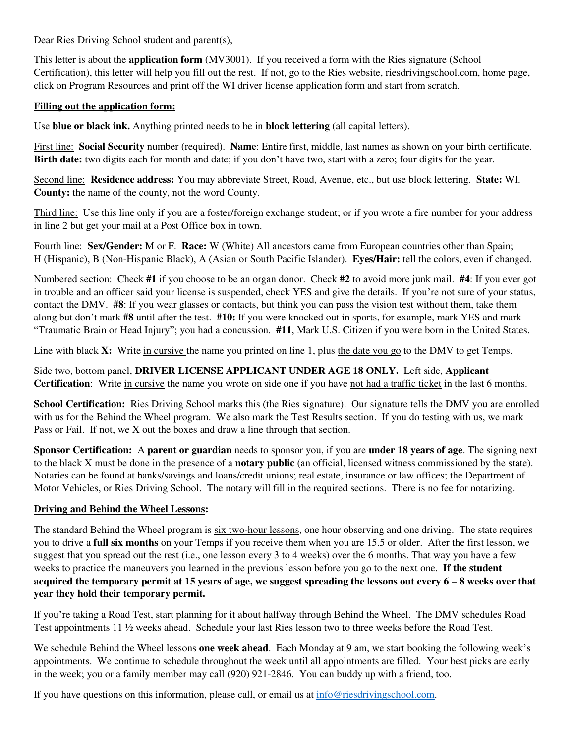Dear Ries Driving School student and parent(s),

This letter is about the **application form** (MV3001). If you received a form with the Ries signature (School Certification), this letter will help you fill out the rest. If not, go to the Ries website, riesdrivingschool.com, home page, click on Program Resources and print off the WI driver license application form and start from scratch.

## Filling out the application form:

Use **blue or black ink.** Anything printed needs to be in **block lettering** (all capital letters).

First line: **Social Security** number (required). **Name**: Entire first, middle, last names as shown on your birth certificate. **Birth date:** two digits each for month and date; if you don't have two, start with a zero; four digits for the year.

Second line: **Residence address:** You may abbreviate Street, Road, Avenue, etc., but use block lettering. **State:** WI. **County:** the name of the county, not the word County.

Third line: Use this line only if you are a foster/foreign exchange student; or if you wrote a fire number for your address in line 2 but get your mail at a Post Office box in town.

Fourth line: **Sex/Gender:** M or F. **Race:** W (White) All ancestors came from European countries other than Spain; H (Hispanic), B (Non-Hispanic Black), A (Asian or South Pacific Islander). **Eyes/Hair:** tell the colors, even if changed.

Numbered section: Check **#1** if you choose to be an organ donor. Check **#2** to avoid more junk mail. **#4**: If you ever got in trouble and an officer said your license is suspended, check YES and give the details. If you're not sure of your status, contact the DMV. **#8**: If you wear glasses or contacts, but think you can pass the vision test without them, take them along but don't mark **#8** until after the test. **#10:** If you were knocked out in sports, for example, mark YES and mark "Traumatic Brain or Head Injury"; you had a concussion. **#11**, Mark U.S. Citizen if you were born in the United States.

Line with black **X:** Write in cursive the name you printed on line 1, plus the date you go to the DMV to get Temps.

Side two, bottom panel, **DRIVER LICENSE APPLICANT UNDER AGE 18 ONLY.** Left side, **Applicant Certification**: Write in cursive the name you wrote on side one if you have not had a traffic ticket in the last 6 months.

**School Certification:** Ries Driving School marks this (the Ries signature). Our signature tells the DMV you are enrolled with us for the Behind the Wheel program. We also mark the Test Results section. If you do testing with us, we mark Pass or Fail. If not, we X out the boxes and draw a line through that section.

**Sponsor Certification:** A **parent or guardian** needs to sponsor you, if you are **under 18 years of age**. The signing next to the black X must be done in the presence of a **notary public** (an official, licensed witness commissioned by the state). Notaries can be found at banks/savings and loans/credit unions; real estate, insurance or law offices; the Department of Motor Vehicles, or Ries Driving School. The notary will fill in the required sections. There is no fee for notarizing.

## Driving and Behind the Wheel Lessons:

The standard Behind the Wheel program is six two-hour lessons, one hour observing and one driving. The state requires you to drive a **full six months** on your Temps if you receive them when you are 15.5 or older. After the first lesson, we suggest that you spread out the rest (i.e., one lesson every 3 to 4 weeks) over the 6 months. That way you have a few weeks to practice the maneuvers you learned in the previous lesson before you go to the next one. **If the student acquired the temporary permit at 15 years of age, we suggest spreading the lessons out every 6 – 8 weeks over that year they hold their temporary permit.**

If you're taking a Road Test, start planning for it about halfway through Behind the Wheel. The DMV schedules Road Test appointments 11 ½ weeks ahead. Schedule your last Ries lesson two to three weeks before the Road Test.

We schedule Behind the Wheel lessons **one week ahead**. Each Monday at 9 am, we start booking the following week's appointments. We continue to schedule throughout the week until all appointments are filled. Your best picks are early in the week; you or a family member may call (920) 921-2846. You can buddy up with a friend, too.

If you have questions on this information, please call, or email us at info@riesdrivingschool.com.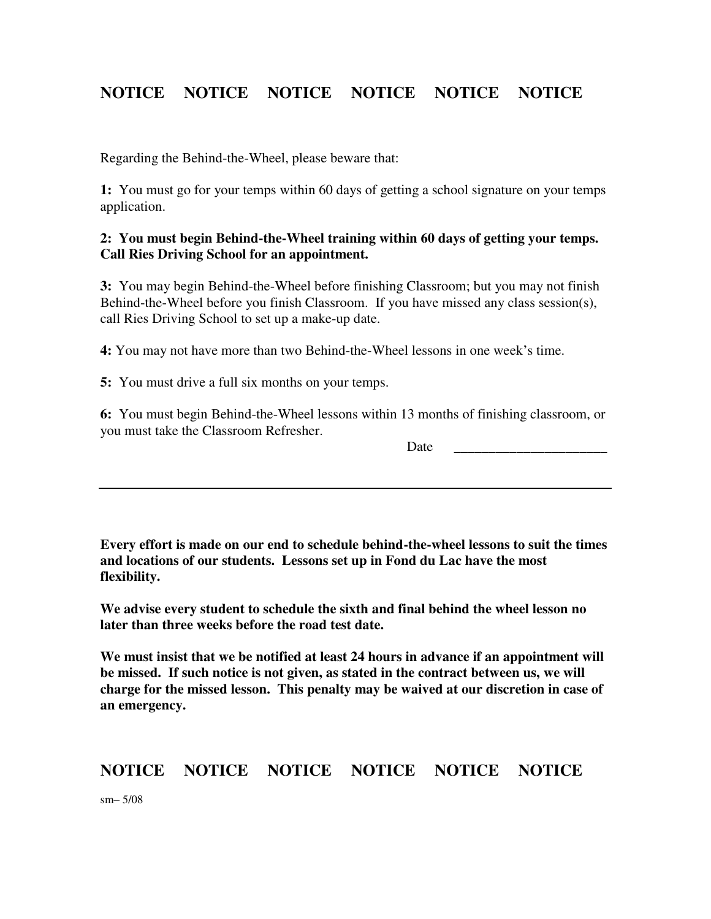**NOTICE NOTICE NOTICE NOTICE NOTICE NOTICE**

Regarding the Behind-the-Wheel, please beware that:

**1:** You must go for your temps within 60 days of getting a school signature on your temps application.

**2: You must begin Behind-the-Wheel training within 60 days of getting your temps. Call Ries Driving School for an appointment.**

**3:** You may begin Behind-the-Wheel before finishing Classroom; but you may not finish Behind-the-Wheel before you finish Classroom. If you have missed any class session(s), call Ries Driving School to set up a make-up date.

**4:** You may not have more than two Behind-the-Wheel lessons in one week's time.

**5:** You must drive a full six months on your temps.

**6:** You must begin Behind-the-Wheel lessons within 13 months of finishing classroom, or you must take the Classroom Refresher.

Date ______________________

---

**Every effort is made on our end to schedule behind-the-wheel lessons to suit the times and locations of our students. Lessons set up in Fond du Lac have the most flexibility.**

**We advise every student to schedule the sixth and final behind the wheel lesson no later than three weeks before the road test date.**

**We must insist that we be notified at least 24 hours in advance if an appointment will be missed. If such notice is not given, as stated in the contract between us, we will charge for the missed lesson. This penalty may be waived at our discretion in case of an emergency.**

**NOTICE NOTICE NOTICE NOTICE NOTICE NOTICE**

sm– 5/08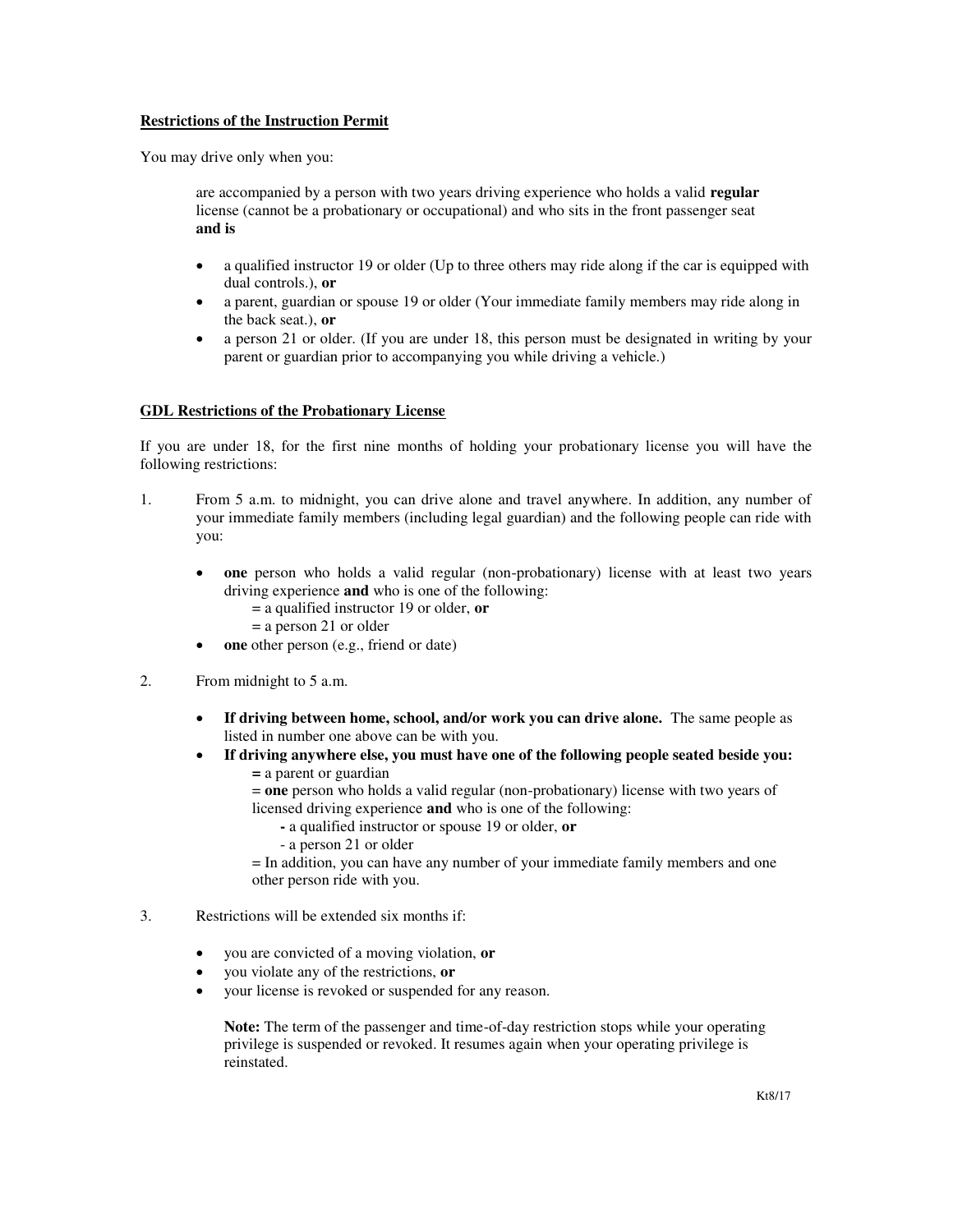**<u>Restrictions of the Instruction Permit</u>**

You may drive only when you:

> are accompanied by a person with two years driving experience who holds a valid **regular** license (cannot be a probationary or occupational) and who sits in the front passenger seat **and is**

- a qualified instructor 19 or older (Up to three others may ride along if the car is equipped with dual controls.), **or**
- a parent, guardian or spouse 19 or older (Your immediate family members may ride along in the back seat.), **or**
- a person 21 or older. (If you are under 18, this person must be designated in writing by your parent or guardian prior to accompanying you while driving a vehicle.)

**<u>GDL Restrictions of the Probationary License</u>**

If you are under 18, for the first nine months of holding your probationary license you will have the following restrictions:

1. From 5 a.m. to midnight, you can drive alone and travel anywhere. In addition, any number of your immediate family members (including legal guardian) and the following people can ride with you:

   - **one** person who holds a valid regular (non-probationary) license with at least two years driving experience **and** who is one of the following:
     = a qualified instructor 19 or older, **or**
     = a person 21 or older
   - **one** other person (e.g., friend or date)

2. From midnight to 5 a.m.

   - **If driving between home, school, and/or work you can drive alone.** The same people as listed in number one above can be with you.
   - **If driving anywhere else, you must have one of the following people seated beside you:**
     = a parent or guardian
     = **one** person who holds a valid regular (non-probationary) license with two years of licensed driving experience **and** who is one of the following:
       - a qualified instructor or spouse 19 or older, **or**
       - a person 21 or older
     = In addition, you can have any number of your immediate family members and one other person ride with you.

3. Restrictions will be extended six months if:

   - you are convicted of a moving violation, **or**
   - you violate any of the restrictions, **or**
   - your license is revoked or suspended for any reason.

   **Note:** The term of the passenger and time-of-day restriction stops while your operating privilege is suspended or revoked. It resumes again when your operating privilege is reinstated.

Kt8/17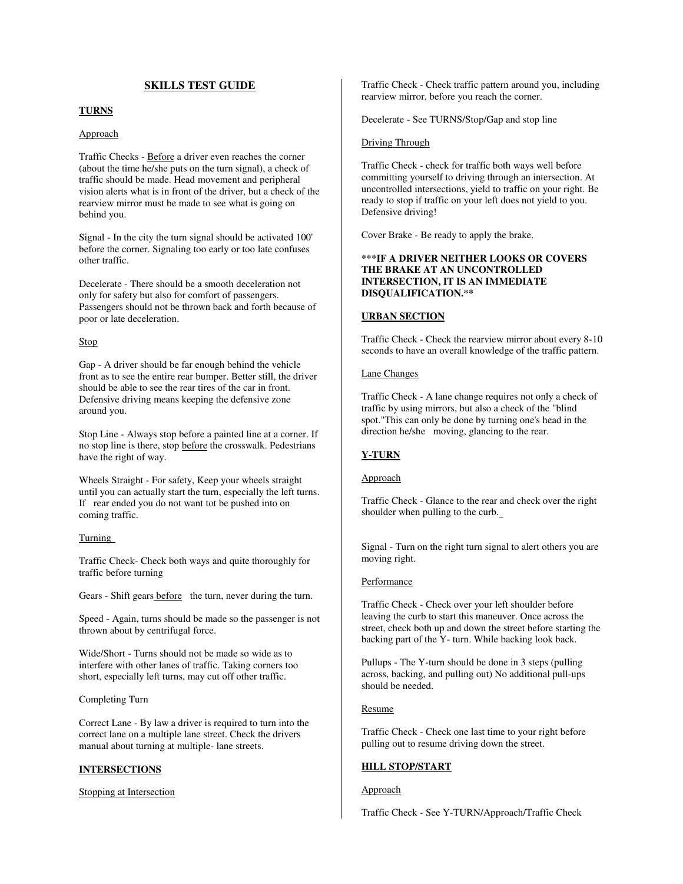## SKILLS TEST GUIDE

### TURNS

Approach

Traffic Checks - Before a driver even reaches the corner (about the time he/she puts on the turn signal), a check of traffic should be made. Head movement and peripheral vision alerts what is in front of the driver, but a check of the rearview mirror must be made to see what is going on behind you.

Signal - In the city the turn signal should be activated 100' before the corner. Signaling too early or too late confuses other traffic.

Decelerate - There should be a smooth deceleration not only for safety but also for comfort of passengers. Passengers should not be thrown back and forth because of poor or late deceleration.

Stop

Gap - A driver should be far enough behind the vehicle front as to see the entire rear bumper. Better still, the driver should be able to see the rear tires of the car in front. Defensive driving means keeping the defensive zone around you.

Stop Line - Always stop before a painted line at a corner. If no stop line is there, stop before the crosswalk. Pedestrians have the right of way.

Wheels Straight - For safety, Keep your wheels straight until you can actually start the turn, especially the left turns. If rear ended you do not want tot be pushed into on coming traffic.

Turning

Traffic Check- Check both ways and quite thoroughly for traffic before turning

Gears - Shift gears before the turn, never during the turn.

Speed - Again, turns should be made so the passenger is not thrown about by centrifugal force.

Wide/Short - Turns should not be made so wide as to interfere with other lanes of traffic. Taking corners too short, especially left turns, may cut off other traffic.

Completing Turn

Correct Lane - By law a driver is required to turn into the correct lane on a multiple lane street. Check the drivers manual about turning at multiple- lane streets.

### INTERSECTIONS

Stopping at Intersection

Traffic Check - Check traffic pattern around you, including rearview mirror, before you reach the corner.

Decelerate - See TURNS/Stop/Gap and stop line

Driving Through

Traffic Check - check for traffic both ways well before committing yourself to driving through an intersection. At uncontrolled intersections, yield to traffic on your right. Be ready to stop if traffic on your left does not yield to you. Defensive driving!

Cover Brake - Be ready to apply the brake.

**\*\*\*IF A DRIVER NEITHER LOOKS OR COVERS THE BRAKE AT AN UNCONTROLLED INTERSECTION, IT IS AN IMMEDIATE DISQUALIFICATION.\*\***

### URBAN SECTION

Traffic Check - Check the rearview mirror about every 8-10 seconds to have an overall knowledge of the traffic pattern.

Lane Changes

Traffic Check - A lane change requires not only a check of traffic by using mirrors, but also a check of the "blind spot."This can only be done by turning one's head in the direction he/she moving, glancing to the rear.

### Y-TURN

Approach

Traffic Check - Glance to the rear and check over the right shoulder when pulling to the curb.

Signal - Turn on the right turn signal to alert others you are moving right.

Performance

Traffic Check - Check over your left shoulder before leaving the curb to start this maneuver. Once across the street, check both up and down the street before starting the backing part of the Y- turn. While backing look back.

Pullups - The Y-turn should be done in 3 steps (pulling across, backing, and pulling out) No additional pull-ups should be needed.

Resume

Traffic Check - Check one last time to your right before pulling out to resume driving down the street.

### HILL STOP/START

Approach

Traffic Check - See Y-TURN/Approach/Traffic Check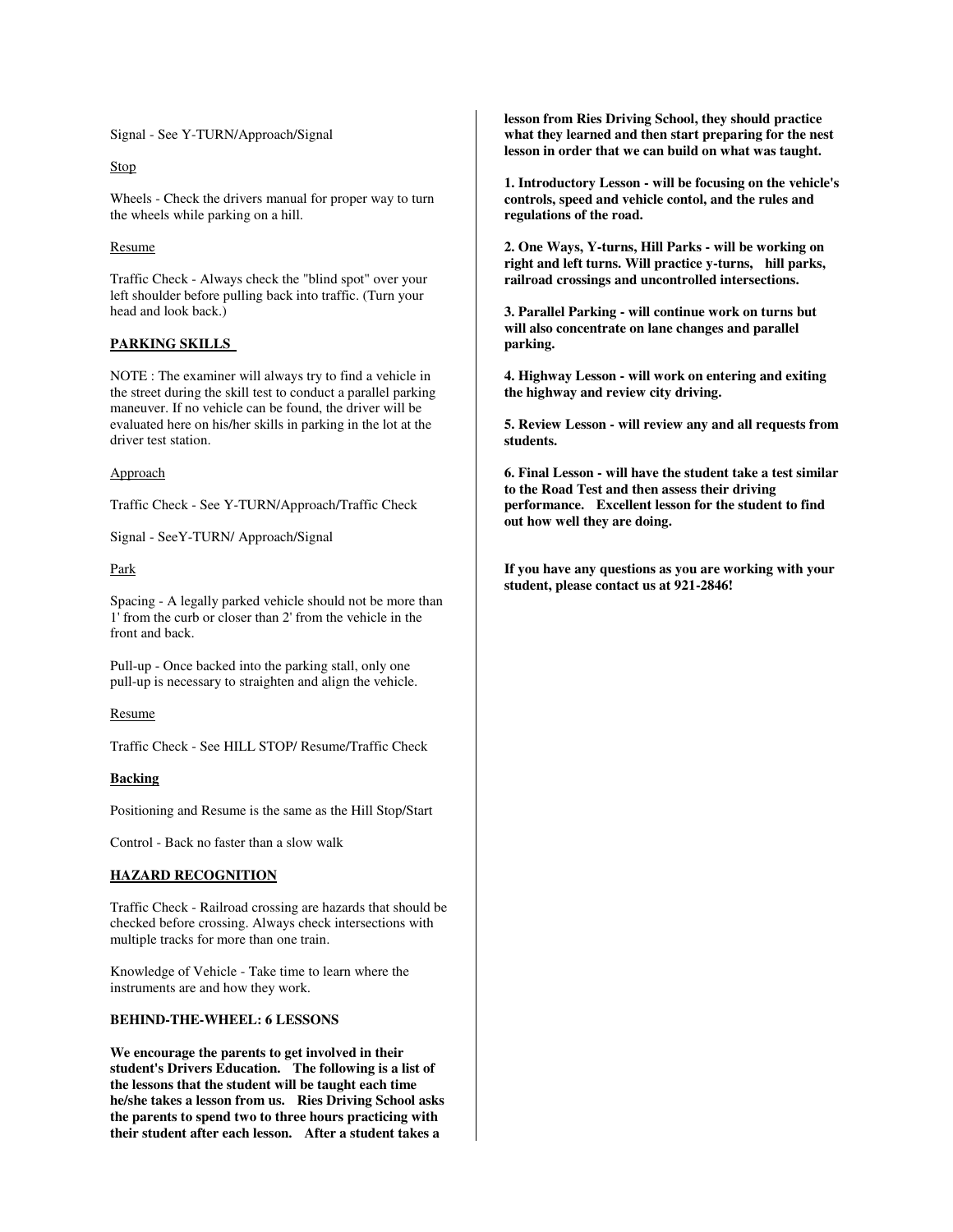Signal - See Y-TURN/Approach/Signal

Stop

Wheels - Check the drivers manual for proper way to turn the wheels while parking on a hill.

Resume

Traffic Check - Always check the "blind spot" over your left shoulder before pulling back into traffic. (Turn your head and look back.)

## PARKING SKILLS

NOTE : The examiner will always try to find a vehicle in the street during the skill test to conduct a parallel parking maneuver. If no vehicle can be found, the driver will be evaluated here on his/her skills in parking in the lot at the driver test station.

Approach

Traffic Check - See Y-TURN/Approach/Traffic Check

Signal - SeeY-TURN/ Approach/Signal

Park

Spacing - A legally parked vehicle should not be more than 1' from the curb or closer than 2' from the vehicle in the front and back.

Pull-up - Once backed into the parking stall, only one pull-up is necessary to straighten and align the vehicle.

Resume

Traffic Check - See HILL STOP/ Resume/Traffic Check

**Backing**

Positioning and Resume is the same as the Hill Stop/Start

Control - Back no faster than a slow walk

## HAZARD RECOGNITION

Traffic Check - Railroad crossing are hazards that should be checked before crossing. Always check intersections with multiple tracks for more than one train.

Knowledge of Vehicle - Take time to learn where the instruments are and how they work.

## BEHIND-THE-WHEEL: 6 LESSONS

**We encourage the parents to get involved in their student's Drivers Education. The following is a list of the lessons that the student will be taught each time he/she takes a lesson from us. Ries Driving School asks the parents to spend two to three hours practicing with their student after each lesson. After a student takes a lesson from Ries Driving School, they should practice what they learned and then start preparing for the nest lesson in order that we can build on what was taught.**

**1. Introductory Lesson - will be focusing on the vehicle's controls, speed and vehicle contol, and the rules and regulations of the road.**

**2. One Ways, Y-turns, Hill Parks - will be working on right and left turns. Will practice y-turns, hill parks, railroad crossings and uncontrolled intersections.**

**3. Parallel Parking - will continue work on turns but will also concentrate on lane changes and parallel parking.**

**4. Highway Lesson - will work on entering and exiting the highway and review city driving.**

**5. Review Lesson - will review any and all requests from students.**

**6. Final Lesson - will have the student take a test similar to the Road Test and then assess their driving performance. Excellent lesson for the student to find out how well they are doing.**

**If you have any questions as you are working with your student, please contact us at 921-2846!**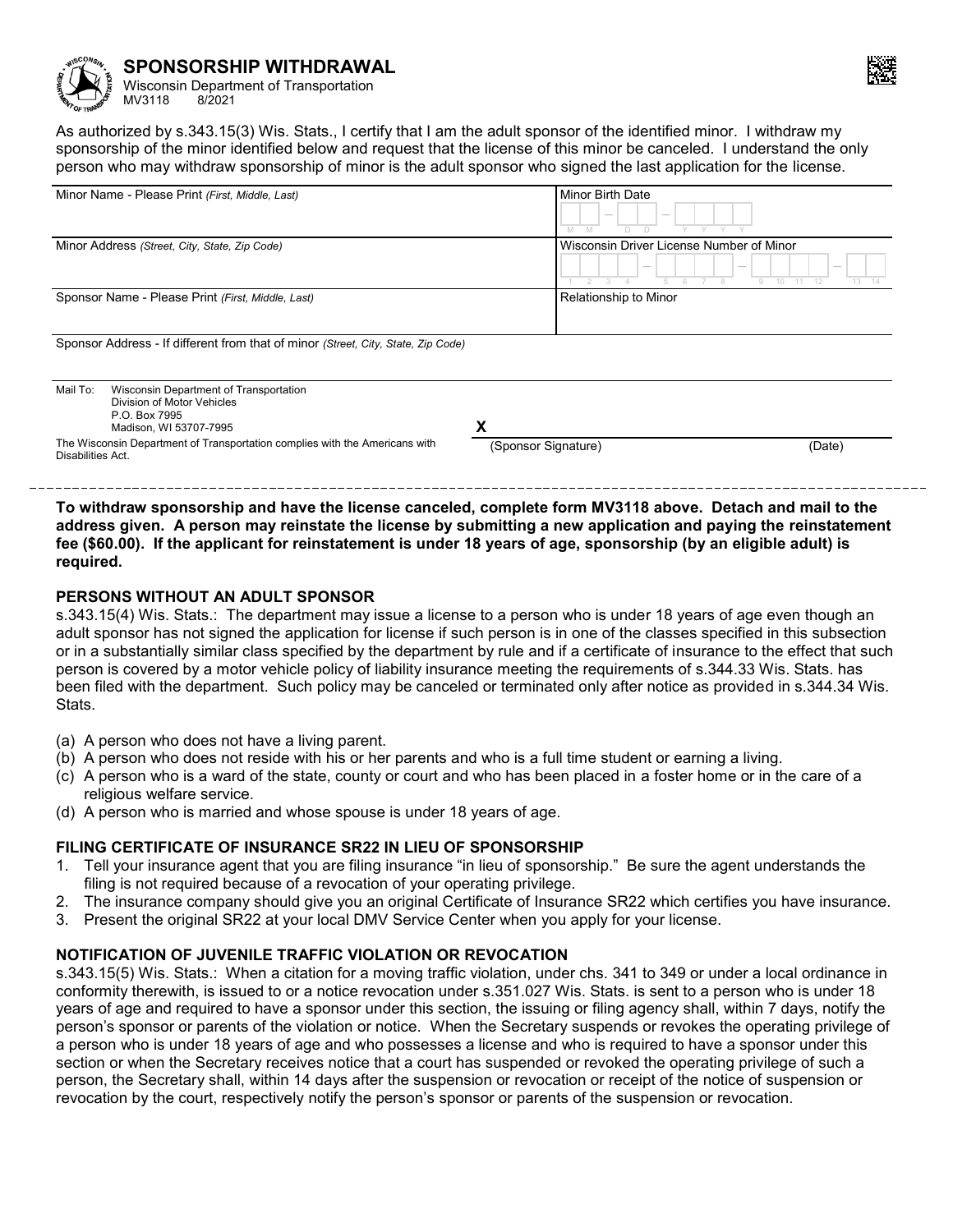# SPONSORSHIP WITHDRAWAL

Wisconsin Department of Transportation
MV3118 8/2021

As authorized by s.343.15(3) Wis. Stats., I certify that I am the adult sponsor of the identified minor. I withdraw my sponsorship of the minor identified below and request that the license of this minor be canceled. I understand the only person who may withdraw sponsorship of minor is the adult sponsor who signed the last application for the license.

| Minor Name - Please Print *(First, Middle, Last)* | Minor Birth Date (M M – D D – Y Y Y Y) |
|---|---|
| Minor Address *(Street, City, State, Zip Code)* | Wisconsin Driver License Number of Minor (1 2 3 4 – 5 6 7 8 – 9 10 11 12 – 13 14) |
| Sponsor Name - Please Print *(First, Middle, Last)* | Relationship to Minor |
| Sponsor Address - If different from that of minor *(Street, City, State, Zip Code)* | |

Mail To: Wisconsin Department of Transportation
Division of Motor Vehicles
P.O. Box 7995
Madison, WI 53707-7995

X ______________________________ (Sponsor Signature) (Date)

The Wisconsin Department of Transportation complies with the Americans with Disabilities Act.

---

**To withdraw sponsorship and have the license canceled, complete form MV3118 above. Detach and mail to the address given. A person may reinstate the license by submitting a new application and paying the reinstatement fee ($60.00). If the applicant for reinstatement is under 18 years of age, sponsorship (by an eligible adult) is required.**

## PERSONS WITHOUT AN ADULT SPONSOR

s.343.15(4) Wis. Stats.: The department may issue a license to a person who is under 18 years of age even though an adult sponsor has not signed the application for license if such person is in one of the classes specified in this subsection or in a substantially similar class specified by the department by rule and if a certificate of insurance to the effect that such person is covered by a motor vehicle policy of liability insurance meeting the requirements of s.344.33 Wis. Stats. has been filed with the department. Such policy may be canceled or terminated only after notice as provided in s.344.34 Wis. Stats.

(a) A person who does not have a living parent.
(b) A person who does not reside with his or her parents and who is a full time student or earning a living.
(c) A person who is a ward of the state, county or court and who has been placed in a foster home or in the care of a religious welfare service.
(d) A person who is married and whose spouse is under 18 years of age.

## FILING CERTIFICATE OF INSURANCE SR22 IN LIEU OF SPONSORSHIP

1. Tell your insurance agent that you are filing insurance "in lieu of sponsorship." Be sure the agent understands the filing is not required because of a revocation of your operating privilege.
2. The insurance company should give you an original Certificate of Insurance SR22 which certifies you have insurance.
3. Present the original SR22 at your local DMV Service Center when you apply for your license.

## NOTIFICATION OF JUVENILE TRAFFIC VIOLATION OR REVOCATION

s.343.15(5) Wis. Stats.: When a citation for a moving traffic violation, under chs. 341 to 349 or under a local ordinance in conformity therewith, is issued to or a notice revocation under s.351.027 Wis. Stats. is sent to a person who is under 18 years of age and required to have a sponsor under this section, the issuing or filing agency shall, within 7 days, notify the person's sponsor or parents of the violation or notice. When the Secretary suspends or revokes the operating privilege of a person who is under 18 years of age and who possesses a license and who is required to have a sponsor under this section or when the Secretary receives notice that a court has suspended or revoked the operating privilege of such a person, the Secretary shall, within 14 days after the suspension or revocation or receipt of the notice of suspension or revocation by the court, respectively notify the person's sponsor or parents of the suspension or revocation.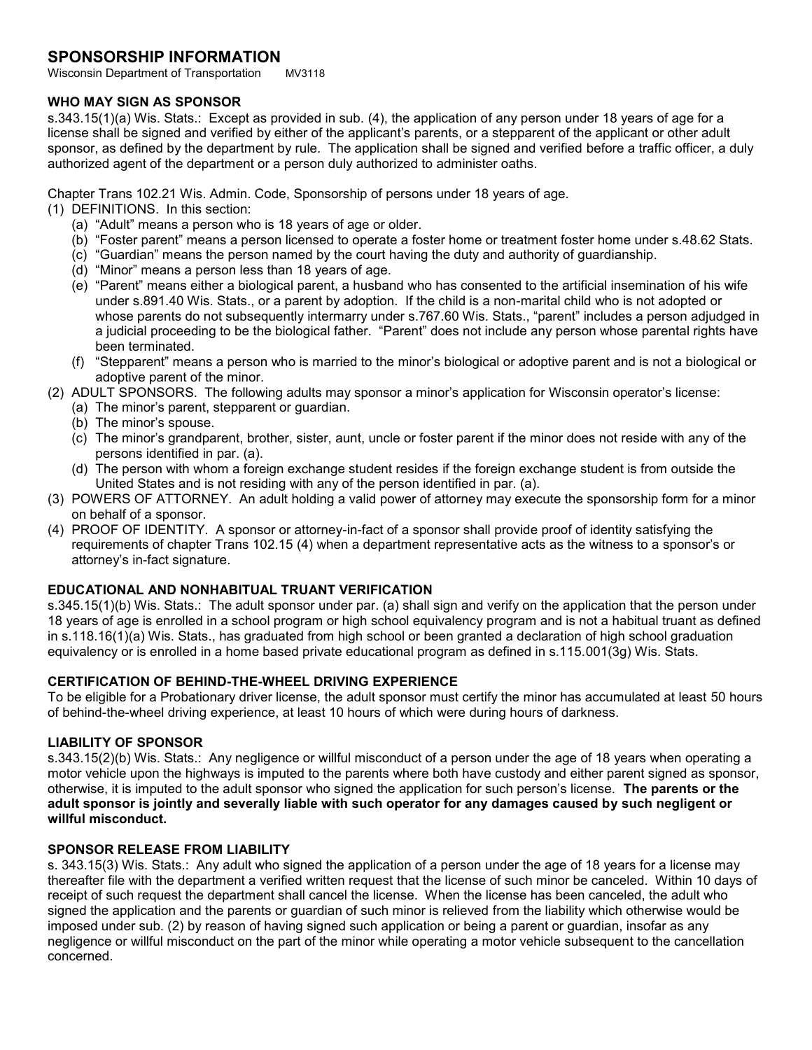# SPONSORSHIP INFORMATION

Wisconsin Department of Transportation MV3118

## WHO MAY SIGN AS SPONSOR

s.343.15(1)(a) Wis. Stats.: Except as provided in sub. (4), the application of any person under 18 years of age for a license shall be signed and verified by either of the applicant's parents, or a stepparent of the applicant or other adult sponsor, as defined by the department by rule. The application shall be signed and verified before a traffic officer, a duly authorized agent of the department or a person duly authorized to administer oaths.

Chapter Trans 102.21 Wis. Admin. Code, Sponsorship of persons under 18 years of age.

(1) DEFINITIONS. In this section:
   - (a) "Adult" means a person who is 18 years of age or older.
   - (b) "Foster parent" means a person licensed to operate a foster home or treatment foster home under s.48.62 Stats.
   - (c) "Guardian" means the person named by the court having the duty and authority of guardianship.
   - (d) "Minor" means a person less than 18 years of age.
   - (e) "Parent" means either a biological parent, a husband who has consented to the artificial insemination of his wife under s.891.40 Wis. Stats., or a parent by adoption. If the child is a non-marital child who is not adopted or whose parents do not subsequently intermarry under s.767.60 Wis. Stats., "parent" includes a person adjudged in a judicial proceeding to be the biological father. "Parent" does not include any person whose parental rights have been terminated.
   - (f) "Stepparent" means a person who is married to the minor's biological or adoptive parent and is not a biological or adoptive parent of the minor.

(2) ADULT SPONSORS. The following adults may sponsor a minor's application for Wisconsin operator's license:
   - (a) The minor's parent, stepparent or guardian.
   - (b) The minor's spouse.
   - (c) The minor's grandparent, brother, sister, aunt, uncle or foster parent if the minor does not reside with any of the persons identified in par. (a).
   - (d) The person with whom a foreign exchange student resides if the foreign exchange student is from outside the United States and is not residing with any of the person identified in par. (a).

(3) POWERS OF ATTORNEY. An adult holding a valid power of attorney may execute the sponsorship form for a minor on behalf of a sponsor.

(4) PROOF OF IDENTITY. A sponsor or attorney-in-fact of a sponsor shall provide proof of identity satisfying the requirements of chapter Trans 102.15 (4) when a department representative acts as the witness to a sponsor's or attorney's in-fact signature.

## EDUCATIONAL AND NONHABITUAL TRUANT VERIFICATION

s.345.15(1)(b) Wis. Stats.: The adult sponsor under par. (a) shall sign and verify on the application that the person under 18 years of age is enrolled in a school program or high school equivalency program and is not a habitual truant as defined in s.118.16(1)(a) Wis. Stats., has graduated from high school or been granted a declaration of high school graduation equivalency or is enrolled in a home based private educational program as defined in s.115.001(3g) Wis. Stats.

## CERTIFICATION OF BEHIND-THE-WHEEL DRIVING EXPERIENCE

To be eligible for a Probationary driver license, the adult sponsor must certify the minor has accumulated at least 50 hours of behind-the-wheel driving experience, at least 10 hours of which were during hours of darkness.

## LIABILITY OF SPONSOR

s.343.15(2)(b) Wis. Stats.: Any negligence or willful misconduct of a person under the age of 18 years when operating a motor vehicle upon the highways is imputed to the parents where both have custody and either parent signed as sponsor, otherwise, it is imputed to the adult sponsor who signed the application for such person's license. **The parents or the adult sponsor is jointly and severally liable with such operator for any damages caused by such negligent or willful misconduct.**

## SPONSOR RELEASE FROM LIABILITY

s. 343.15(3) Wis. Stats.: Any adult who signed the application of a person under the age of 18 years for a license may thereafter file with the department a verified written request that the license of such minor be canceled. Within 10 days of receipt of such request the department shall cancel the license. When the license has been canceled, the adult who signed the application and the parents or guardian of such minor is relieved from the liability which otherwise would be imposed under sub. (2) by reason of having signed such application or being a parent or guardian, insofar as any negligence or willful misconduct on the part of the minor while operating a motor vehicle subsequent to the cancellation concerned.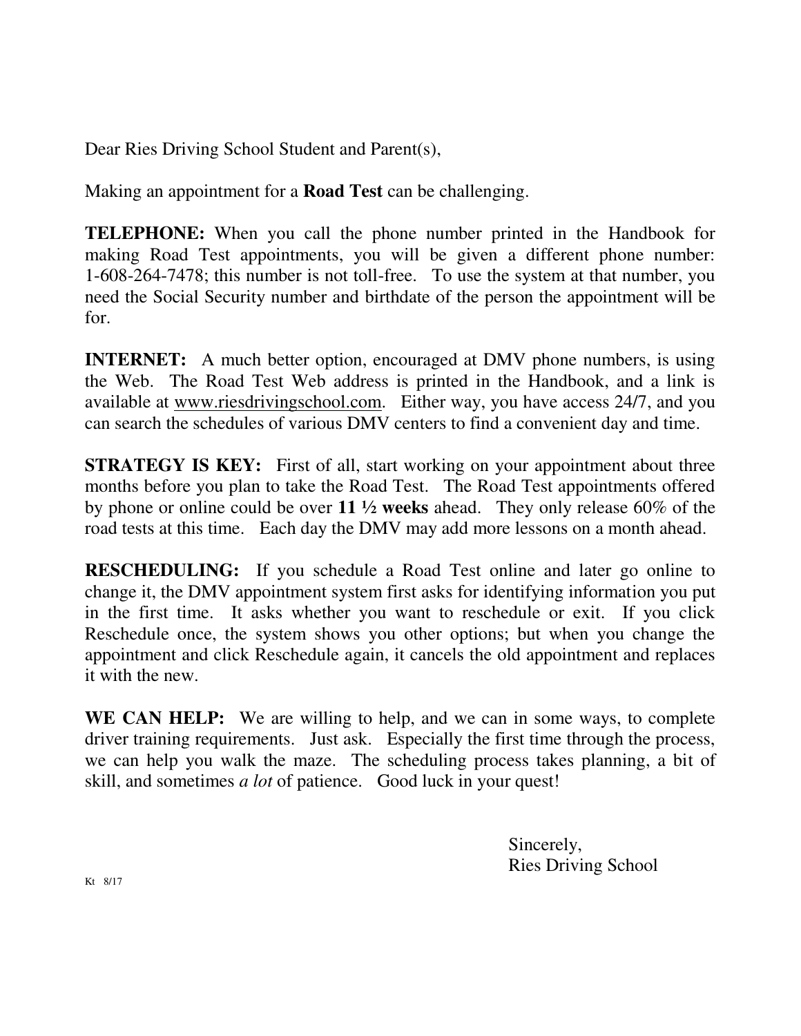Dear Ries Driving School Student and Parent(s),

Making an appointment for a **Road Test** can be challenging.

**TELEPHONE:** When you call the phone number printed in the Handbook for making Road Test appointments, you will be given a different phone number: 1-608-264-7478; this number is not toll-free. To use the system at that number, you need the Social Security number and birthdate of the person the appointment will be for.

**INTERNET:** A much better option, encouraged at DMV phone numbers, is using the Web. The Road Test Web address is printed in the Handbook, and a link is available at www.riesdrivingschool.com. Either way, you have access 24/7, and you can search the schedules of various DMV centers to find a convenient day and time.

**STRATEGY IS KEY:** First of all, start working on your appointment about three months before you plan to take the Road Test. The Road Test appointments offered by phone or online could be over **11 ½ weeks** ahead. They only release 60% of the road tests at this time. Each day the DMV may add more lessons on a month ahead.

**RESCHEDULING:** If you schedule a Road Test online and later go online to change it, the DMV appointment system first asks for identifying information you put in the first time. It asks whether you want to reschedule or exit. If you click Reschedule once, the system shows you other options; but when you change the appointment and click Reschedule again, it cancels the old appointment and replaces it with the new.

**WE CAN HELP:** We are willing to help, and we can in some ways, to complete driver training requirements. Just ask. Especially the first time through the process, we can help you walk the maze. The scheduling process takes planning, a bit of skill, and sometimes *a lot* of patience. Good luck in your quest!

Sincerely,
Ries Driving School

Kt 8/17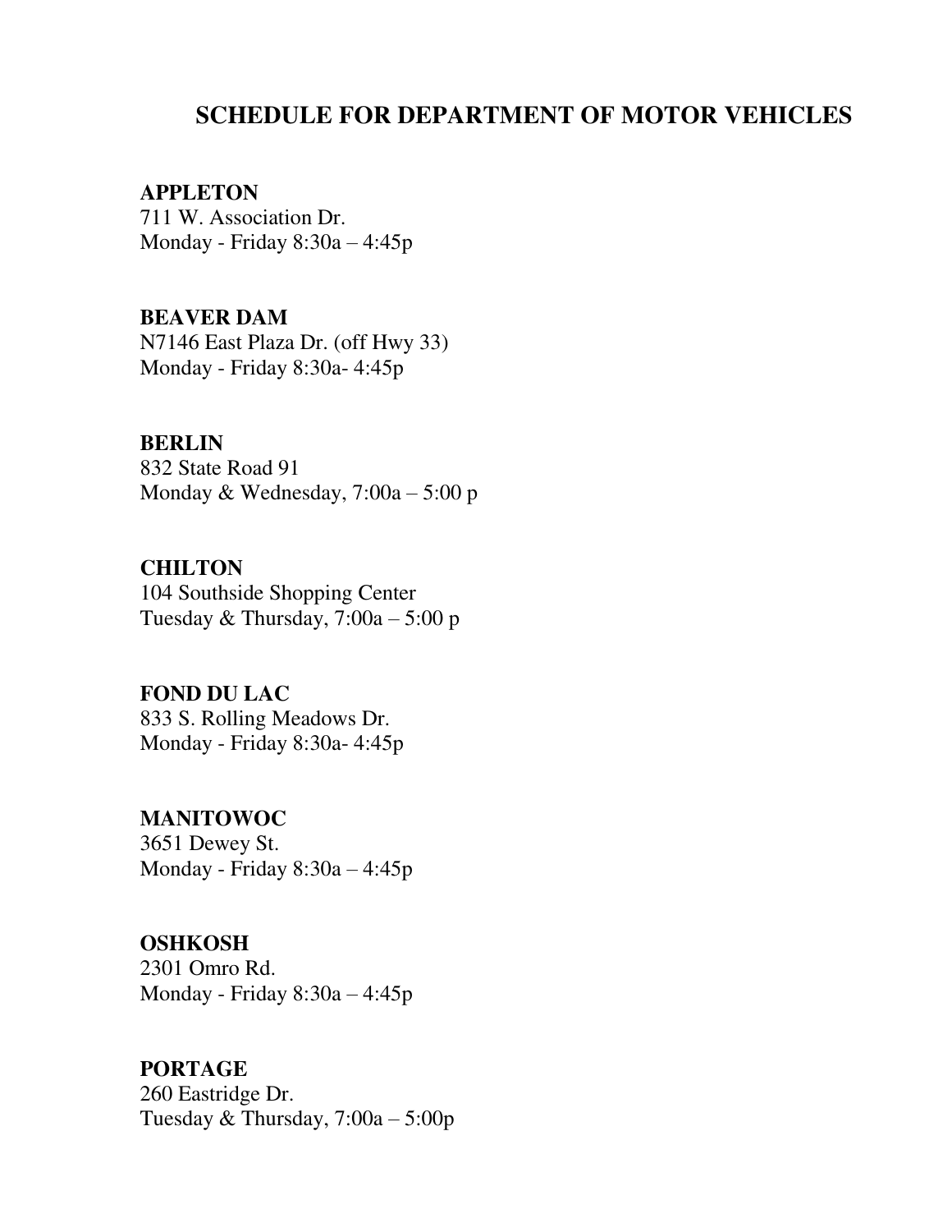# SCHEDULE FOR DEPARTMENT OF MOTOR VEHICLES

**APPLETON**
711 W. Association Dr.
Monday - Friday 8:30a – 4:45p

**BEAVER DAM**
N7146 East Plaza Dr. (off Hwy 33)
Monday - Friday 8:30a- 4:45p

**BERLIN**
832 State Road 91
Monday & Wednesday, 7:00a – 5:00 p

**CHILTON**
104 Southside Shopping Center
Tuesday & Thursday, 7:00a – 5:00 p

**FOND DU LAC**
833 S. Rolling Meadows Dr.
Monday - Friday 8:30a- 4:45p

**MANITOWOC**
3651 Dewey St.
Monday - Friday 8:30a – 4:45p

**OSHKOSH**
2301 Omro Rd.
Monday - Friday 8:30a – 4:45p

**PORTAGE**
260 Eastridge Dr.
Tuesday & Thursday, 7:00a – 5:00p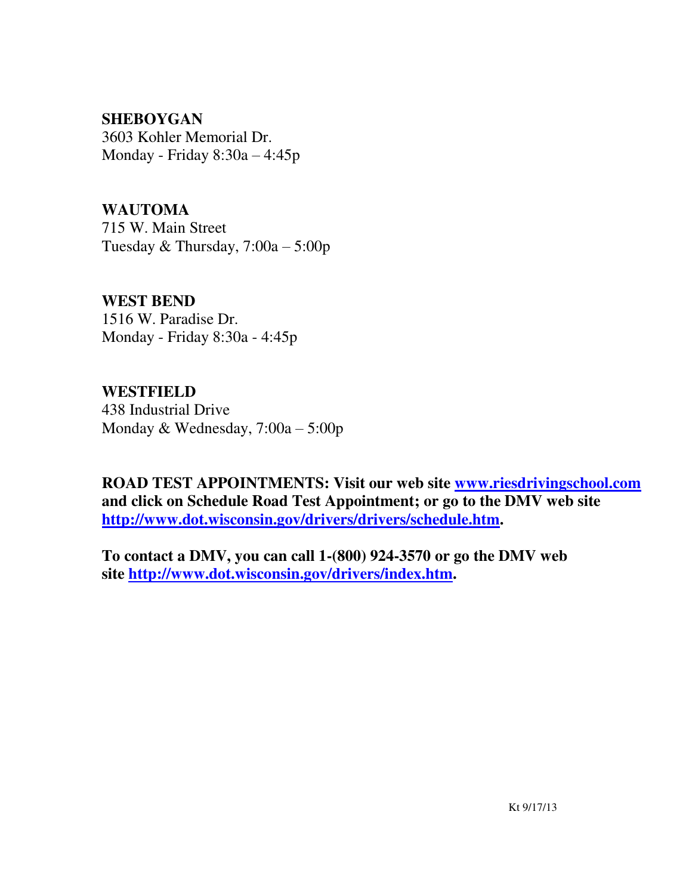**SHEBOYGAN**
3603 Kohler Memorial Dr.
Monday - Friday 8:30a – 4:45p

**WAUTOMA**
715 W. Main Street
Tuesday & Thursday, 7:00a – 5:00p

**WEST BEND**
1516 W. Paradise Dr.
Monday - Friday 8:30a - 4:45p

**WESTFIELD**
438 Industrial Drive
Monday & Wednesday, 7:00a – 5:00p

**ROAD TEST APPOINTMENTS: Visit our web site [www.riesdrivingschool.com](http://www.riesdrivingschool.com) and click on Schedule Road Test Appointment; or go to the DMV web site [http://www.dot.wisconsin.gov/drivers/drivers/schedule.htm](http://www.dot.wisconsin.gov/drivers/drivers/schedule.htm).**

**To contact a DMV, you can call 1-(800) 924-3570 or go the DMV web site [http://www.dot.wisconsin.gov/drivers/index.htm](http://www.dot.wisconsin.gov/drivers/index.htm).**

Kt 9/17/13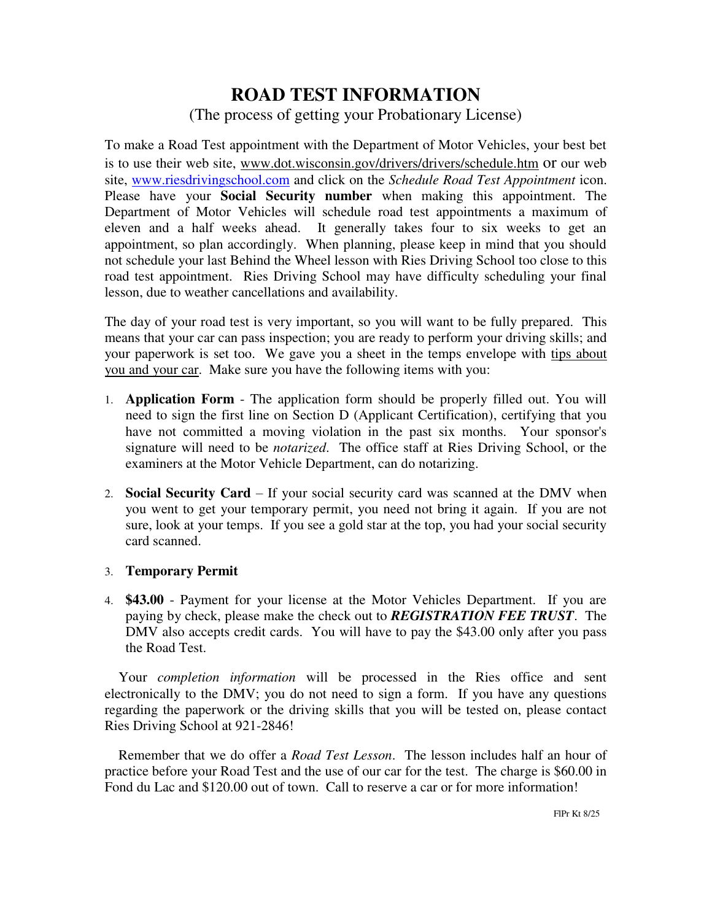# ROAD TEST INFORMATION

(The process of getting your Probationary License)

To make a Road Test appointment with the Department of Motor Vehicles, your best bet is to use their web site, www.dot.wisconsin.gov/drivers/drivers/schedule.htm or our web site, www.riesdrivingschool.com and click on the *Schedule Road Test Appointment* icon. Please have your **Social Security number** when making this appointment. The Department of Motor Vehicles will schedule road test appointments a maximum of eleven and a half weeks ahead. It generally takes four to six weeks to get an appointment, so plan accordingly. When planning, please keep in mind that you should not schedule your last Behind the Wheel lesson with Ries Driving School too close to this road test appointment. Ries Driving School may have difficulty scheduling your final lesson, due to weather cancellations and availability.

The day of your road test is very important, so you will want to be fully prepared. This means that your car can pass inspection; you are ready to perform your driving skills; and your paperwork is set too. We gave you a sheet in the temps envelope with tips about you and your car. Make sure you have the following items with you:

1. **Application Form** - The application form should be properly filled out. You will need to sign the first line on Section D (Applicant Certification), certifying that you have not committed a moving violation in the past six months. Your sponsor's signature will need to be *notarized*. The office staff at Ries Driving School, or the examiners at the Motor Vehicle Department, can do notarizing.

2. **Social Security Card** – If your social security card was scanned at the DMV when you went to get your temporary permit, you need not bring it again. If you are not sure, look at your temps. If you see a gold star at the top, you had your social security card scanned.

3. **Temporary Permit**

4. **$43.00** - Payment for your license at the Motor Vehicles Department. If you are paying by check, please make the check out to ***REGISTRATION FEE TRUST***. The DMV also accepts credit cards. You will have to pay the $43.00 only after you pass the Road Test.

Your *completion information* will be processed in the Ries office and sent electronically to the DMV; you do not need to sign a form. If you have any questions regarding the paperwork or the driving skills that you will be tested on, please contact Ries Driving School at 921-2846!

Remember that we do offer a *Road Test Lesson*. The lesson includes half an hour of practice before your Road Test and the use of our car for the test. The charge is $60.00 in Fond du Lac and $120.00 out of town. Call to reserve a car or for more information!

FlPr Kt 8/25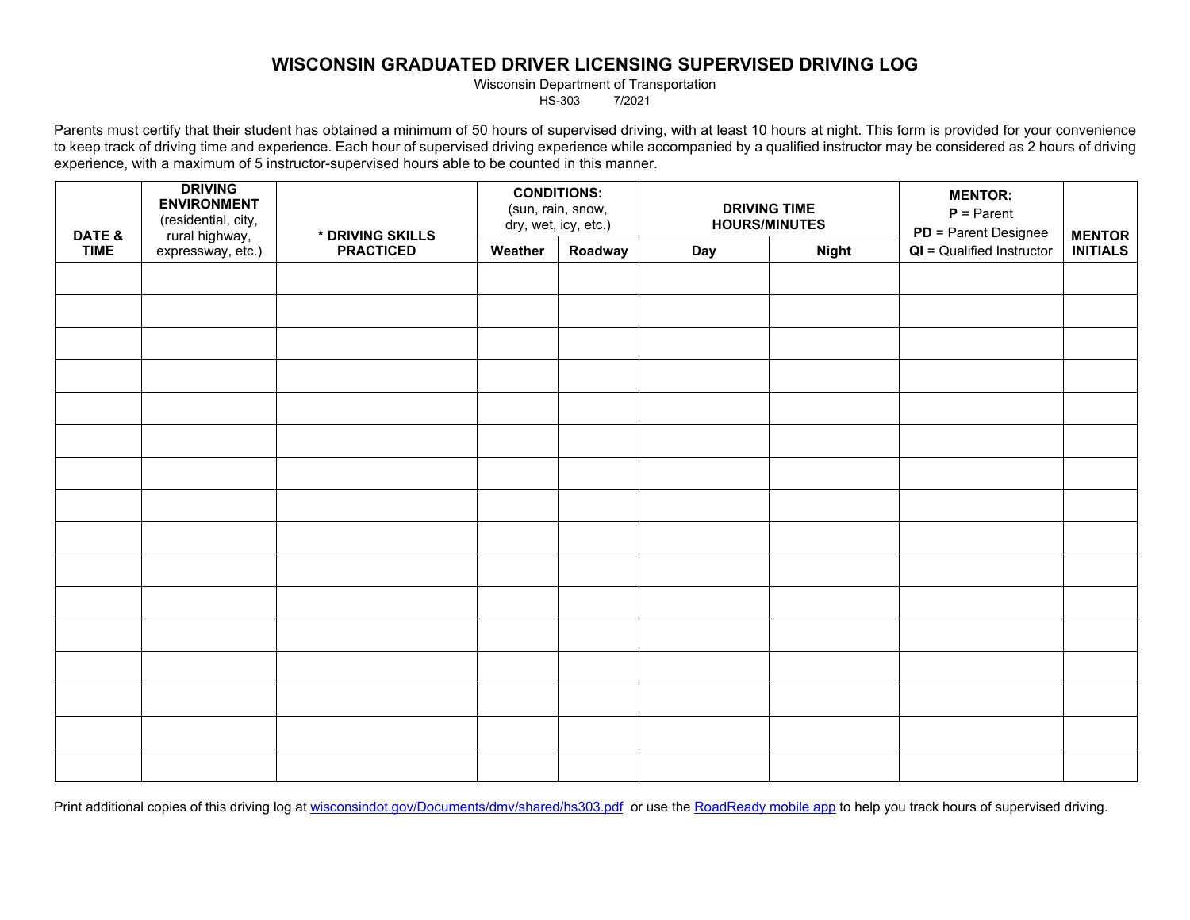# WISCONSIN GRADUATED DRIVER LICENSING SUPERVISED DRIVING LOG

Wisconsin Department of Transportation
HS-303 7/2021

Parents must certify that their student has obtained a minimum of 50 hours of supervised driving, with at least 10 hours at night. This form is provided for your convenience to keep track of driving time and experience. Each hour of supervised driving experience while accompanied by a qualified instructor may be considered as 2 hours of driving experience, with a maximum of 5 instructor-supervised hours able to be counted in this manner.

| DATE & TIME | DRIVING ENVIRONMENT (residential, city, rural highway, expressway, etc.) | * DRIVING SKILLS PRACTICED | CONDITIONS: (sun, rain, snow, dry, wet, icy, etc.) | | DRIVING TIME HOURS/MINUTES | | MENTOR: **P** = Parent **PD** = Parent Designee **QI** = Qualified Instructor | MENTOR INITIALS |
|---|---|---|---|---|---|---|---|---|
| | | | Weather | Roadway | Day | Night | | |
| | | | | | | | | |
| | | | | | | | | |
| | | | | | | | | |
| | | | | | | | | |
| | | | | | | | | |
| | | | | | | | | |
| | | | | | | | | |
| | | | | | | | | |
| | | | | | | | | |
| | | | | | | | | |
| | | | | | | | | |
| | | | | | | | | |
| | | | | | | | | |
| | | | | | | | | |
| | | | | | | | | |
| | | | | | | | | |

Print additional copies of this driving log at wisconsindot.gov/Documents/dmv/shared/hs303.pdf or use the RoadReady mobile app to help you track hours of supervised driving.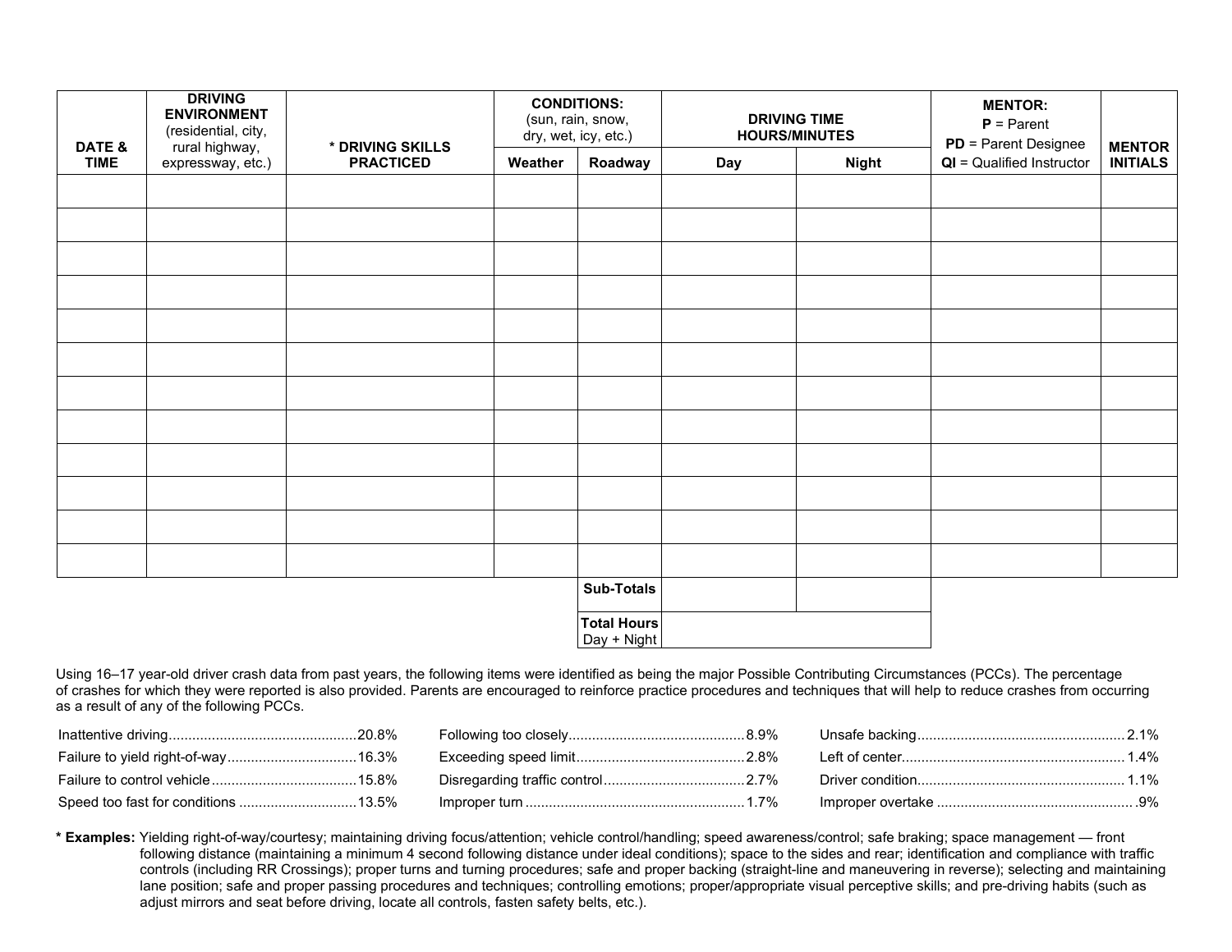| DATE & TIME | DRIVING ENVIRONMENT (residential, city, rural highway, expressway, etc.) | * DRIVING SKILLS PRACTICED | CONDITIONS: (sun, rain, snow, dry, wet, icy, etc.) | | DRIVING TIME HOURS/MINUTES | | MENTOR: **P** = Parent **PD** = Parent Designee **QI** = Qualified Instructor | MENTOR INITIALS |
|---|---|---|---|---|---|---|---|---|
| | | | **Weather** | **Roadway** | **Day** | **Night** | | |
| | | | | | | | | |
| | | | | | | | | |
| | | | | | | | | |
| | | | | | | | | |
| | | | | | | | | |
| | | | | | | | | |
| | | | | | | | | |
| | | | | | | | | |
| | | | | | | | | |
| | | | | | | | | |
| | | | | | | | | |
| | | | | | | | | |
| | | | | **Sub-Totals** | | | | |
| | | | | **Total Hours** Day + Night | | | | |

Using 16–17 year-old driver crash data from past years, the following items were identified as being the major Possible Contributing Circumstances (PCCs). The percentage of crashes for which they were reported is also provided. Parents are encouraged to reinforce practice procedures and techniques that will help to reduce crashes from occurring as a result of any of the following PCCs.

| | | | | | |
|---|---|---|---|---|---|
| Inattentive driving | 20.8% | Following too closely | 8.9% | Unsafe backing | 2.1% |
| Failure to yield right-of-way | 16.3% | Exceeding speed limit | 2.8% | Left of center | 1.4% |
| Failure to control vehicle | 15.8% | Disregarding traffic control | 2.7% | Driver condition | 1.1% |
| Speed too fast for conditions | 13.5% | Improper turn | 1.7% | Improper overtake | .9% |

**\* Examples:** Yielding right-of-way/courtesy; maintaining driving focus/attention; vehicle control/handling; speed awareness/control; safe braking; space management — front following distance (maintaining a minimum 4 second following distance under ideal conditions); space to the sides and rear; identification and compliance with traffic controls (including RR Crossings); proper turns and turning procedures; safe and proper backing (straight-line and maneuvering in reverse); selecting and maintaining lane position; safe and proper passing procedures and techniques; controlling emotions; proper/appropriate visual perceptive skills; and pre-driving habits (such as adjust mirrors and seat before driving, locate all controls, fasten safety belts, etc.).